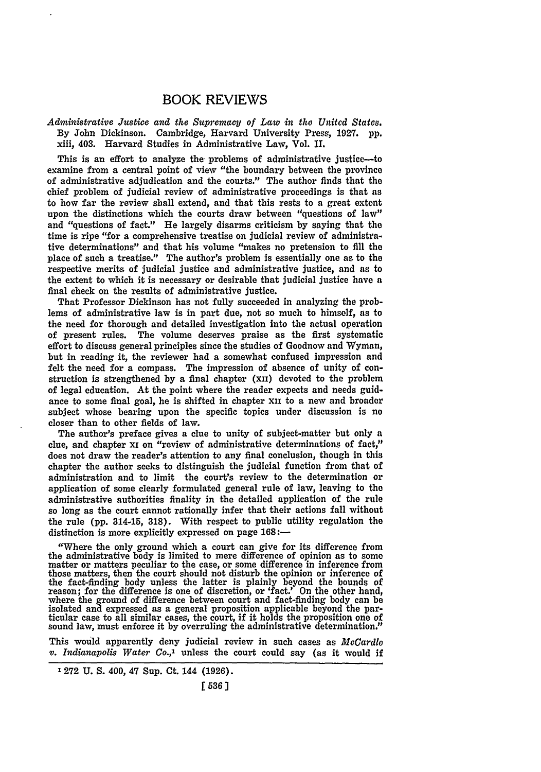# BOOK REVIEWS

*Administrative Justice and the Supremacy of Law in the United States.* By John Dickinson. Cambridge, Harvard University Press, 1927. pp. xiii, 403. Harvard Studies in Administrative Law, Vol. II.

This is an effort to analyze the problems of administrative justice—to examine from a central point of view "the boundary between the province of administrative adjudication and the courts." The author finds that the chief problem of judicial review of administrative proceedings is that as to how far the review shall extend, and that this rests to a great extent upon the distinctions which the courts draw between "questions of law" and "questions of fact." He largely disarms criticism by saying that the time is ripe "for a comprehensive treatise on judicial review of administrative determinations" and that his volume "makes no pretension to fill the place of such a treatise." The author's problem is essentially one as to the respective merits of judicial justice and administrative justice, and as to the extent to which it is necessary or desirable that judicial justice have a final check on the results of administrative justice.

That Professor Dickinson has not fully succeeded in analyzing the problems of administrative law is in part due, not so much to himself, as to the need for thorough and detailed investigation into the actual operation of present rules. The volume deserves praise as the first systematic effort to discuss general principles since the studies of Goodnow and Wyman, but in reading it, the reviewer had a somewhat confused impression and felt the need for a compass. The impression of absence of unity of construction is strengthened by a final chapter (XII) devoted to the problem of legal education. At the point where the reader expects and needs guidance to some final goal, he is shifted in chapter XII to a new and broader subject whose bearing upon the specific topics under discussion is no closer than to other fields of law.

The author's preface gives a clue to unity of subject-matter but only a clue, and chapter XI on "review of administrative determinations of fact," does not draw the reader's attention to any final conclusion, though in this chapter the author seeks to distinguish the judicial function from that of administration and to limit the court's review to the determination or application of some clearly formulated general rule of law, leaving to the administrative authorities finality in the detailed application of the rule so long as the court cannot rationally infer that their actions fall without the rule (pp. 314-15, 318). With respect to public utility regulation the distinction is more explicitly expressed on page 168:—

> "Where the only ground which a court can give for its difference from the administrative body is limited to mere difference of opinion as to some matter or matters peculiar to the case, or some difference in inference from those matters, then the court should not disturb the opinion or inference of the fact-finding body unless the latter is plainly beyond the bounds of reason; for the difference is one of discretion, or 'fact.' On the other hand, where the ground of difference between court and fact-finding body can be isolated and expressed as a general proposition applicable beyond the particular case to all similar cases, the court, if it holds the proposition one of sound law, must enforce it by overruling the administrative determination."

This would apparently deny judicial review in such cases as *McCardle v. Indianapolis Water Co.*,[1] unless the court could say (as it would if

[1] 272 U. S. 400, 47 Sup. Ct. 144 (1926).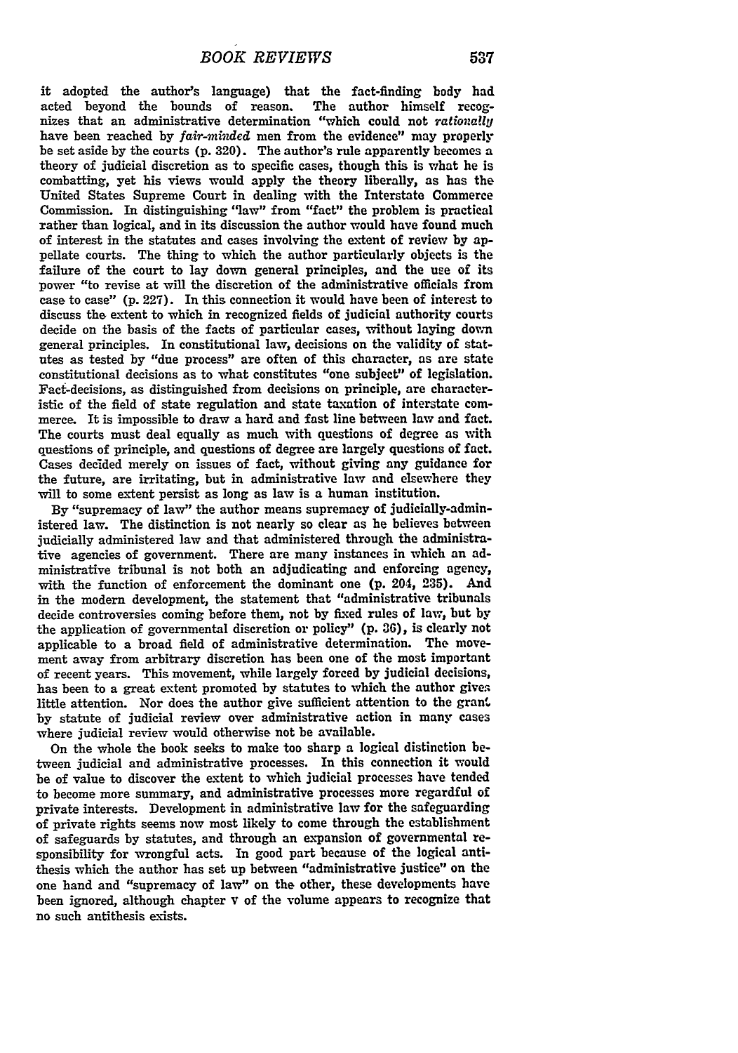it adopted the author's language) that the fact-finding body had acted beyond the bounds of reason. The author himself recognizes that an administrative determination "which could not *rationally* have been reached by *fair-minded* men from the evidence" may properly be set aside by the courts (p. 320). The author's rule apparently becomes a theory of judicial discretion as to specific cases, though this is what he is combatting, yet his views would apply the theory liberally, as has the United States Supreme Court in dealing with the Interstate Commerce Commission. In distinguishing "law" from "fact" the problem is practical rather than logical, and in its discussion the author would have found much of interest in the statutes and cases involving the extent of review by appellate courts. The thing to which the author particularly objects is the failure of the court to lay down general principles, and the use of its power "to revise at will the discretion of the administrative officials from case to case" (p. 227). In this connection it would have been of interest to discuss the extent to which in recognized fields of judicial authority courts decide on the basis of the facts of particular cases, without laying down general principles. In constitutional law, decisions on the validity of statutes as tested by "due process" are often of this character, as are state constitutional decisions as to what constitutes "one subject" of legislation. Fact-decisions, as distinguished from decisions on principle, are characteristic of the field of state regulation and state taxation of interstate commerce. It is impossible to draw a hard and fast line between law and fact. The courts must deal equally as much with questions of degree as with questions of principle, and questions of degree are largely questions of fact. Cases decided merely on issues of fact, without giving any guidance for the future, are irritating, but in administrative law and elsewhere they will to some extent persist as long as law is a human institution.

By "supremacy of law" the author means supremacy of judicially-administered law. The distinction is not nearly so clear as he believes between judicially administered law and that administered through the administrative agencies of government. There are many instances in which an administrative tribunal is not both an adjudicating and enforcing agency, with the function of enforcement the dominant one (p. 204, 235). And in the modern development, the statement that "administrative tribunals decide controversies coming before them, not by fixed rules of law, but by the application of governmental discretion or policy" (p. 36), is clearly not applicable to a broad field of administrative determination. The movement away from arbitrary discretion has been one of the most important of recent years. This movement, while largely forced by judicial decisions, has been to a great extent promoted by statutes to which the author gives little attention. Nor does the author give sufficient attention to the grant by statute of judicial review over administrative action in many cases where judicial review would otherwise not be available.

On the whole the book seeks to make too sharp a logical distinction between judicial and administrative processes. In this connection it would be of value to discover the extent to which judicial processes have tended to become more summary, and administrative processes more regardful of private interests. Development in administrative law for the safeguarding of private rights seems now most likely to come through the establishment of safeguards by statutes, and through an expansion of governmental responsibility for wrongful acts. In good part because of the logical antithesis which the author has set up between "administrative justice" on the one hand and "supremacy of law" on the other, these developments have been ignored, although chapter v of the volume appears to recognize that no such antithesis exists.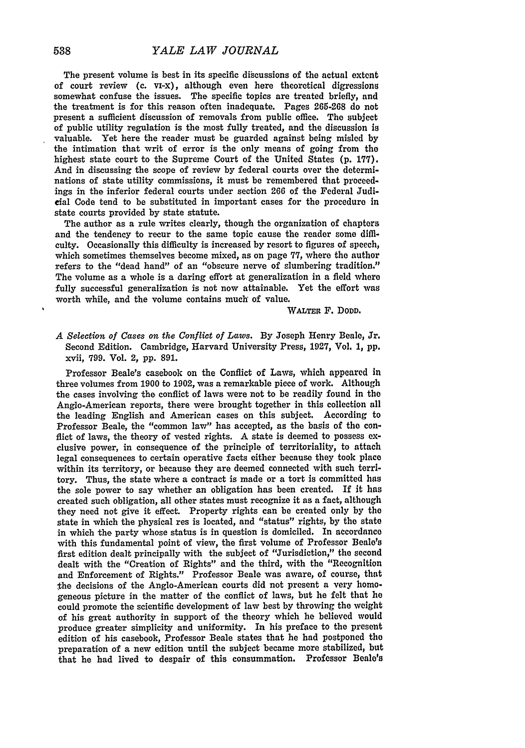The present volume is best in its specific discussions of the actual extent of court review (c. VI-X), although even here theoretical digressions somewhat confuse the issues. The specific topics are treated briefly, and the treatment is for this reason often inadequate. Pages 265-268 do not present a sufficient discussion of removals from public office. The subject of public utility regulation is the most fully treated, and the discussion is valuable. Yet here the reader must be guarded against being misled by the intimation that writ of error is the only means of going from the highest state court to the Supreme Court of the United States (p. 177). And in discussing the scope of review by federal courts over the determinations of state utility commissions, it must be remembered that proceedings in the inferior federal courts under section 266 of the Federal Judicial Code tend to be substituted in important cases for the procedure in state courts provided by state statute.

The author as a rule writes clearly, though the organization of chapters and the tendency to recur to the same topic cause the reader some difficulty. Occasionally this difficulty is increased by resort to figures of speech, which sometimes themselves become mixed, as on page 77, where the author refers to the "dead hand" of an "obscure nerve of slumbering tradition." The volume as a whole is a daring effort at generalization in a field where fully successful generalization is not now attainable. Yet the effort was worth while, and the volume contains much of value.

WALTER F. DODD.

*A Selection of Cases on the Conflict of Laws.* By Joseph Henry Beale, Jr. Second Edition. Cambridge, Harvard University Press, 1927, Vol. 1, pp. xvii, 799. Vol. 2, pp. 891.

Professor Beale's casebook on the Conflict of Laws, which appeared in three volumes from 1900 to 1902, was a remarkable piece of work. Although the cases involving the conflict of laws were not to be readily found in the Anglo-American reports, there were brought together in this collection all the leading English and American cases on this subject. According to Professor Beale, the "common law" has accepted, as the basis of the conflict of laws, the theory of vested rights. A state is deemed to possess exclusive power, in consequence of the principle of territoriality, to attach legal consequences to certain operative facts either because they took place within its territory, or because they are deemed connected with such territory. Thus, the state where a contract is made or a tort is committed has the sole power to say whether an obligation has been created. If it has created such obligation, all other states must recognize it as a fact, although they need not give it effect. Property rights can be created only by the state in which the physical res is located, and "status" rights, by the state in which the party whose status is in question is domiciled. In accordance with this fundamental point of view, the first volume of Professor Beale's first edition dealt principally with the subject of "Jurisdiction," the second dealt with the "Creation of Rights" and the third, with the "Recognition and Enforcement of Rights." Professor Beale was aware, of course, that the decisions of the Anglo-American courts did not present a very homogeneous picture in the matter of the conflict of laws, but he felt that he could promote the scientific development of law best by throwing the weight of his great authority in support of the theory which he believed would produce greater simplicity and uniformity. In his preface to the present edition of his casebook, Professor Beale states that he had postponed the preparation of a new edition until the subject became more stabilized, but that he had lived to despair of this consummation. Professor Beale's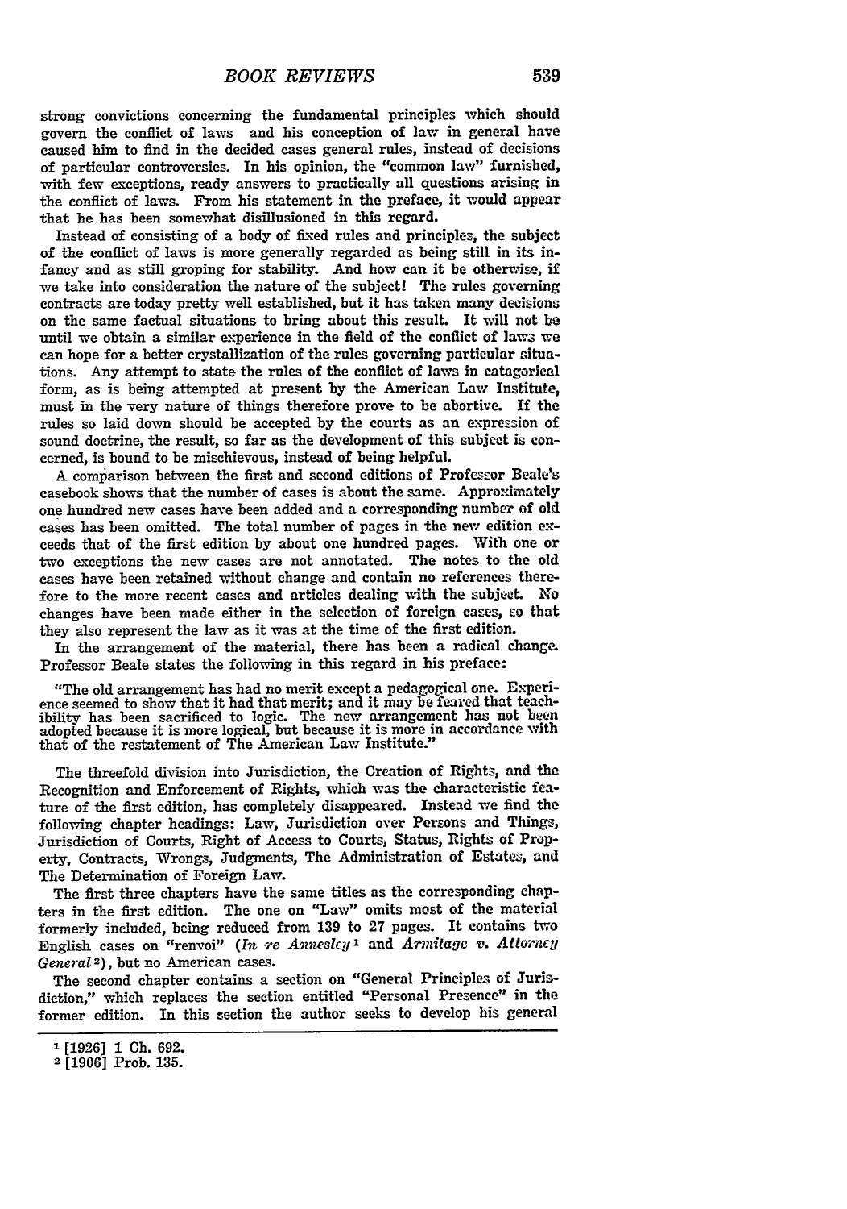strong convictions concerning the fundamental principles which should govern the conflict of laws and his conception of law in general have caused him to find in the decided cases general rules, instead of decisions of particular controversies. In his opinion, the "common law" furnished, with few exceptions, ready answers to practically all questions arising in the conflict of laws. From his statement in the preface, it would appear that he has been somewhat disillusioned in this regard.

Instead of consisting of a body of fixed rules and principles, the subject of the conflict of laws is more generally regarded as being still in its infancy and as still groping for stability. And how can it be otherwise, if we take into consideration the nature of the subject! The rules governing contracts are today pretty well established, but it has taken many decisions on the same factual situations to bring about this result. It will not be until we obtain a similar experience in the field of the conflict of laws we can hope for a better crystallization of the rules governing particular situations. Any attempt to state the rules of the conflict of laws in catagorical form, as is being attempted at present by the American Law Institute, must in the very nature of things therefore prove to be abortive. If the rules so laid down should be accepted by the courts as an expression of sound doctrine, the result, so far as the development of this subject is concerned, is bound to be mischievous, instead of being helpful.

A comparison between the first and second editions of Professor Beale's casebook shows that the number of cases is about the same. Approximately one hundred new cases have been added and a corresponding number of old cases has been omitted. The total number of pages in the new edition exceeds that of the first edition by about one hundred pages. With one or two exceptions the new cases are not annotated. The notes to the old cases have been retained without change and contain no references therefore to the more recent cases and articles dealing with the subject. No changes have been made either in the selection of foreign cases, so that they also represent the law as it was at the time of the first edition.

In the arrangement of the material, there has been a radical change. Professor Beale states the following in this regard in his preface:

> "The old arrangement has had no merit except a pedagogical one. Experience seemed to show that it had that merit; and it may be feared that teachibility has been sacrificed to logic. The new arrangement has not been adopted because it is more logical, but because it is more in accordance with that of the restatement of The American Law Institute."

The threefold division into Jurisdiction, the Creation of Rights, and the Recognition and Enforcement of Rights, which was the characteristic feature of the first edition, has completely disappeared. Instead we find the following chapter headings: Law, Jurisdiction over Persons and Things, Jurisdiction of Courts, Right of Access to Courts, Status, Rights of Property, Contracts, Wrongs, Judgments, The Administration of Estates, and The Determination of Foreign Law.

The first three chapters have the same titles as the corresponding chapters in the first edition. The one on "Law" omits most of the material formerly included, being reduced from 139 to 27 pages. It contains two English cases on "renvoi" (*In re Annesley*[1] and *Armitage v. Attorney General*[2]), but no American cases.

The second chapter contains a section on "General Principles of Jurisdiction," which replaces the section entitled "Personal Presence" in the former edition. In this section the author seeks to develop his general

[1] [1926] 1 Ch. 692.

[2] [1906] Prob. 135.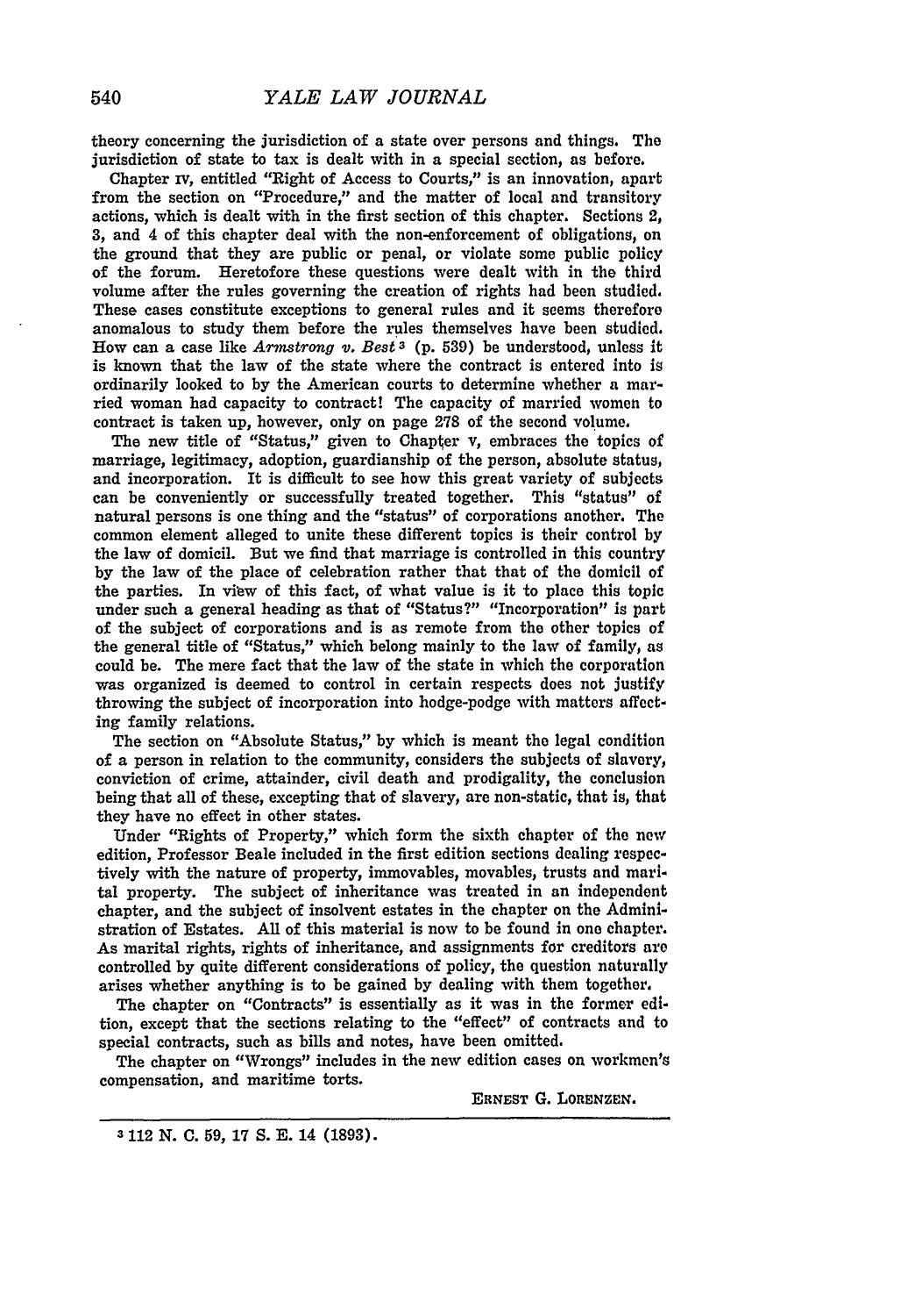theory concerning the jurisdiction of a state over persons and things. The jurisdiction of state to tax is dealt with in a special section, as before.

Chapter IV, entitled "Right of Access to Courts," is an innovation, apart from the section on "Procedure," and the matter of local and transitory actions, which is dealt with in the first section of this chapter. Sections 2, 3, and 4 of this chapter deal with the non-enforcement of obligations, on the ground that they are public or penal, or violate some public policy of the forum. Heretofore these questions were dealt with in the third volume after the rules governing the creation of rights had been studied. These cases constitute exceptions to general rules and it seems therefore anomalous to study them before the rules themselves have been studied. How can a case like *Armstrong v. Best*[3] (p. 539) be understood, unless it is known that the law of the state where the contract is entered into is ordinarily looked to by the American courts to determine whether a married woman had capacity to contract! The capacity of married women to contract is taken up, however, only on page 278 of the second volume.

The new title of "Status," given to Chapter V, embraces the topics of marriage, legitimacy, adoption, guardianship of the person, absolute status, and incorporation. It is difficult to see how this great variety of subjects can be conveniently or successfully treated together. This "status" of natural persons is one thing and the "status" of corporations another. The common element alleged to unite these different topics is their control by the law of domicil. But we find that marriage is controlled in this country by the law of the place of celebration rather that that of the domicil of the parties. In view of this fact, of what value is it to place this topic under such a general heading as that of "Status?" "Incorporation" is part of the subject of corporations and is as remote from the other topics of the general title of "Status," which belong mainly to the law of family, as could be. The mere fact that the law of the state in which the corporation was organized is deemed to control in certain respects does not justify throwing the subject of incorporation into hodge-podge with matters affecting family relations.

The section on "Absolute Status," by which is meant the legal condition of a person in relation to the community, considers the subjects of slavery, conviction of crime, attainder, civil death and prodigality, the conclusion being that all of these, excepting that of slavery, are non-static, that is, that they have no effect in other states.

Under "Rights of Property," which form the sixth chapter of the new edition, Professor Beale included in the first edition sections dealing respectively with the nature of property, immovables, movables, trusts and marital property. The subject of inheritance was treated in an independent chapter, and the subject of insolvent estates in the chapter on the Administration of Estates. All of this material is now to be found in one chapter. As marital rights, rights of inheritance, and assignments for creditors are controlled by quite different considerations of policy, the question naturally arises whether anything is to be gained by dealing with them together.

The chapter on "Contracts" is essentially as it was in the former edition, except that the sections relating to the "effect" of contracts and to special contracts, such as bills and notes, have been omitted.

The chapter on "Wrongs" includes in the new edition cases on workmen's compensation, and maritime torts.

ERNEST G. LORENZEN.

---

[3] 112 N. C. 59, 17 S. E. 14 (1893).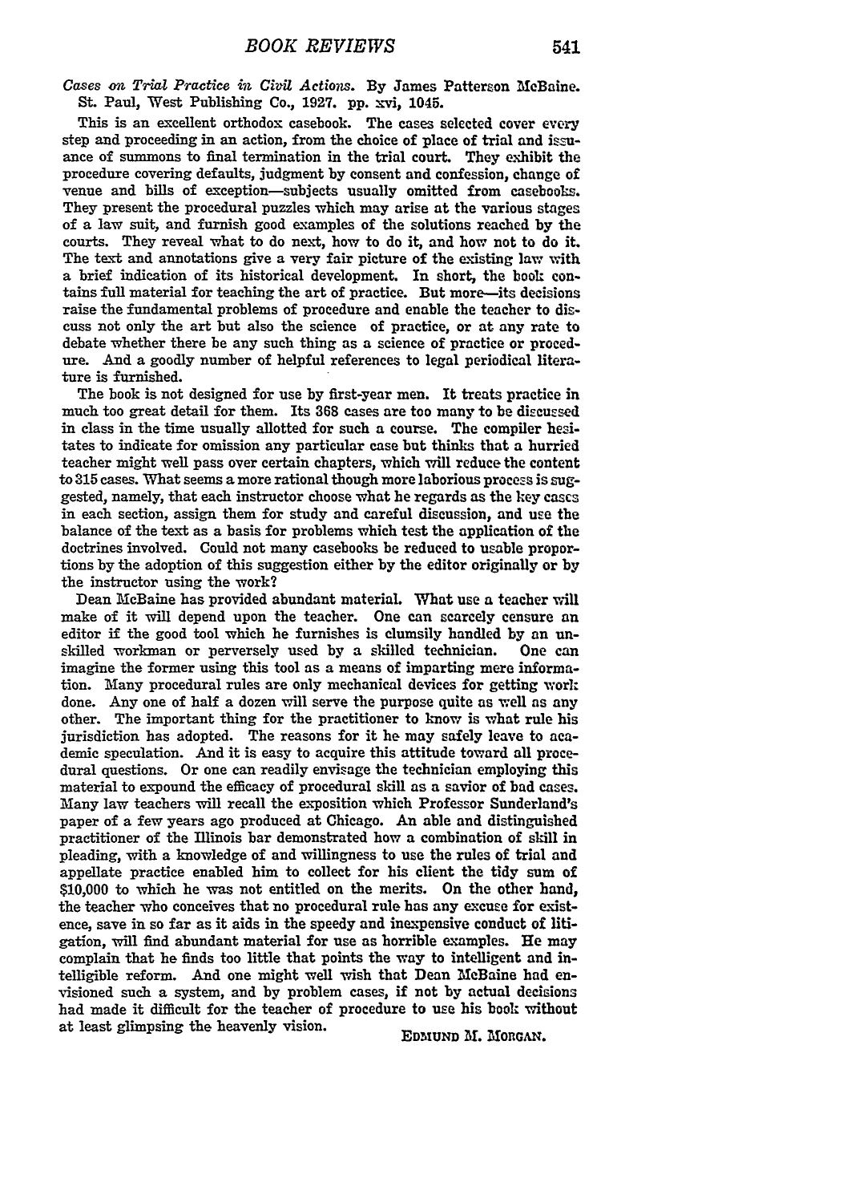*Cases on Trial Practice in Civil Actions.* By James Patterson McBaine. St. Paul, West Publishing Co., 1927. pp. xvi, 1045.

This is an excellent orthodox casebook. The cases selected cover every step and proceeding in an action, from the choice of place of trial and issuance of summons to final termination in the trial court. They exhibit the procedure covering defaults, judgment by consent and confession, change of venue and bills of exception—subjects usually omitted from casebooks. They present the procedural puzzles which may arise at the various stages of a law suit, and furnish good examples of the solutions reached by the courts. They reveal what to do next, how to do it, and how not to do it. The text and annotations give a very fair picture of the existing law with a brief indication of its historical development. In short, the book contains full material for teaching the art of practice. But more—its decisions raise the fundamental problems of procedure and enable the teacher to discuss not only the art but also the science of practice, or at any rate to debate whether there be any such thing as a science of practice or procedure. And a goodly number of helpful references to legal periodical literature is furnished.

The book is not designed for use by first-year men. It treats practice in much too great detail for them. Its 368 cases are too many to be discussed in class in the time usually allotted for such a course. The compiler hesitates to indicate for omission any particular case but thinks that a hurried teacher might well pass over certain chapters, which will reduce the content to 315 cases. What seems a more rational though more laborious process is suggested, namely, that each instructor choose what he regards as the key cases in each section, assign them for study and careful discussion, and use the balance of the text as a basis for problems which test the application of the doctrines involved. Could not many casebooks be reduced to usable proportions by the adoption of this suggestion either by the editor originally or by the instructor using the work?

Dean McBaine has provided abundant material. What use a teacher will make of it will depend upon the teacher. One can scarcely censure an editor if the good tool which he furnishes is clumsily handled by an unskilled workman or perversely used by a skilled technician. One can imagine the former using this tool as a means of imparting mere information. Many procedural rules are only mechanical devices for getting work done. Any one of half a dozen will serve the purpose quite as well as any other. The important thing for the practitioner to know is what rule his jurisdiction has adopted. The reasons for it he may safely leave to academic speculation. And it is easy to acquire this attitude toward all procedural questions. Or one can readily envisage the technician employing this material to expound the efficacy of procedural skill as a savior of bad cases. Many law teachers will recall the exposition which Professor Sunderland's paper of a few years ago produced at Chicago. An able and distinguished practitioner of the Illinois bar demonstrated how a combination of skill in pleading, with a knowledge of and willingness to use the rules of trial and appellate practice enabled him to collect for his client the tidy sum of $10,000 to which he was not entitled on the merits. On the other hand, the teacher who conceives that no procedural rule has any excuse for existence, save in so far as it aids in the speedy and inexpensive conduct of litigation, will find abundant material for use as horrible examples. He may complain that he finds too little that points the way to intelligent and intelligible reform. And one might well wish that Dean McBaine had envisioned such a system, and by problem cases, if not by actual decisions had made it difficult for the teacher of procedure to use his book without at least glimpsing the heavenly vision.

EDMUND M. MORGAN.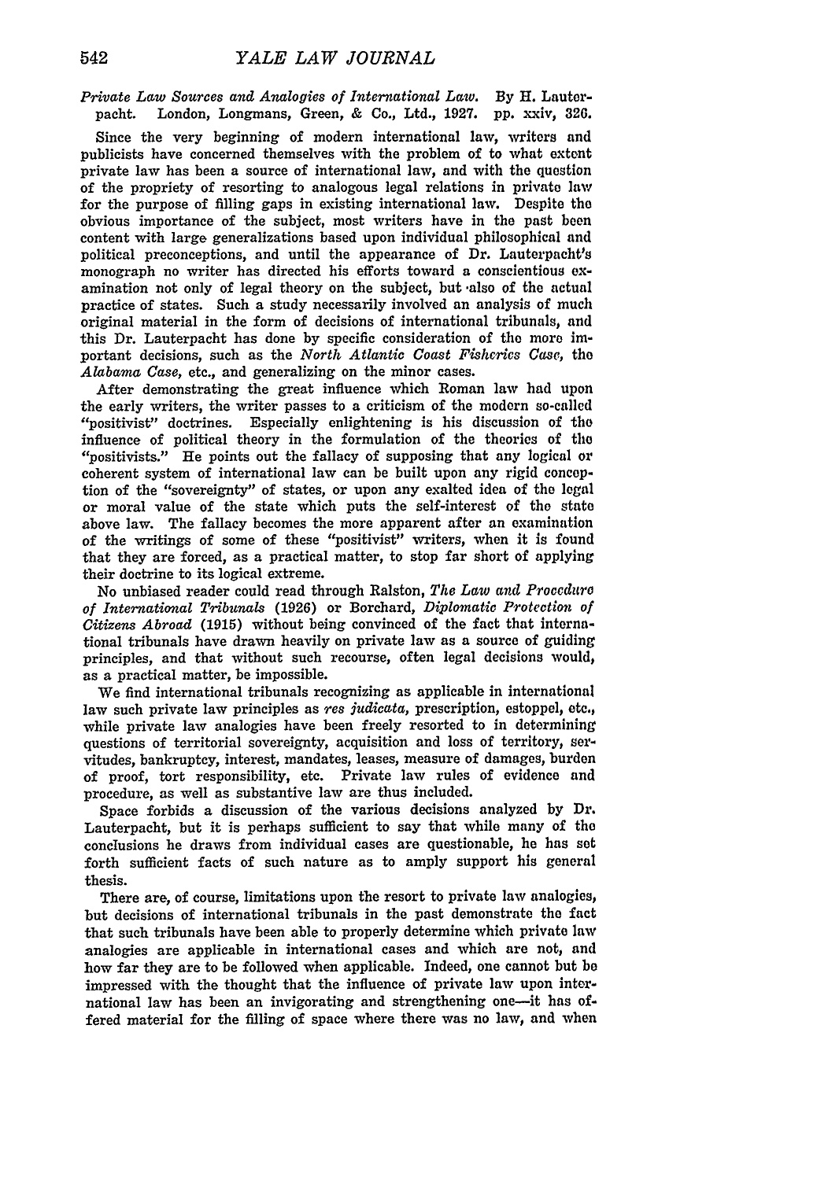*Private Law Sources and Analogies of International Law.* By H. Lauterpacht. London, Longmans, Green, & Co., Ltd., 1927. pp. xxiv, 326.

Since the very beginning of modern international law, writers and publicists have concerned themselves with the problem of to what extent private law has been a source of international law, and with the question of the propriety of resorting to analogous legal relations in private law for the purpose of filling gaps in existing international law. Despite the obvious importance of the subject, most writers have in the past been content with large generalizations based upon individual philosophical and political preconceptions, and until the appearance of Dr. Lauterpacht's monograph no writer has directed his efforts toward a conscientious examination not only of legal theory on the subject, but also of the actual practice of states. Such a study necessarily involved an analysis of much original material in the form of decisions of international tribunals, and this Dr. Lauterpacht has done by specific consideration of the more important decisions, such as the *North Atlantic Coast Fisheries Case*, the *Alabama Case*, etc., and generalizing on the minor cases.

After demonstrating the great influence which Roman law had upon the early writers, the writer passes to a criticism of the modern so-called "positivist" doctrines. Especially enlightening is his discussion of the influence of political theory in the formulation of the theories of the "positivists." He points out the fallacy of supposing that any logical or coherent system of international law can be built upon any rigid conception of the "sovereignty" of states, or upon any exalted idea of the legal or moral value of the state which puts the self-interest of the state above law. The fallacy becomes the more apparent after an examination of the writings of some of these "positivist" writers, when it is found that they are forced, as a practical matter, to stop far short of applying their doctrine to its logical extreme.

No unbiased reader could read through Ralston, *The Law and Procedure of International Tribunals* (1926) or Borchard, *Diplomatic Protection of Citizens Abroad* (1915) without being convinced of the fact that international tribunals have drawn heavily on private law as a source of guiding principles, and that without such recourse, often legal decisions would, as a practical matter, be impossible.

We find international tribunals recognizing as applicable in international law such private law principles as *res judicata*, prescription, estoppel, etc., while private law analogies have been freely resorted to in determining questions of territorial sovereignty, acquisition and loss of territory, servitudes, bankruptcy, interest, mandates, leases, measure of damages, burden of proof, tort responsibility, etc. Private law rules of evidence and procedure, as well as substantive law are thus included.

Space forbids a discussion of the various decisions analyzed by Dr. Lauterpacht, but it is perhaps sufficient to say that while many of the conclusions he draws from individual cases are questionable, he has set forth sufficient facts of such nature as to amply support his general thesis.

There are, of course, limitations upon the resort to private law analogies, but decisions of international tribunals in the past demonstrate the fact that such tribunals have been able to properly determine which private law analogies are applicable in international cases and which are not, and how far they are to be followed when applicable. Indeed, one cannot but be impressed with the thought that the influence of private law upon international law has been an invigorating and strengthening one—it has offered material for the filling of space where there was no law, and when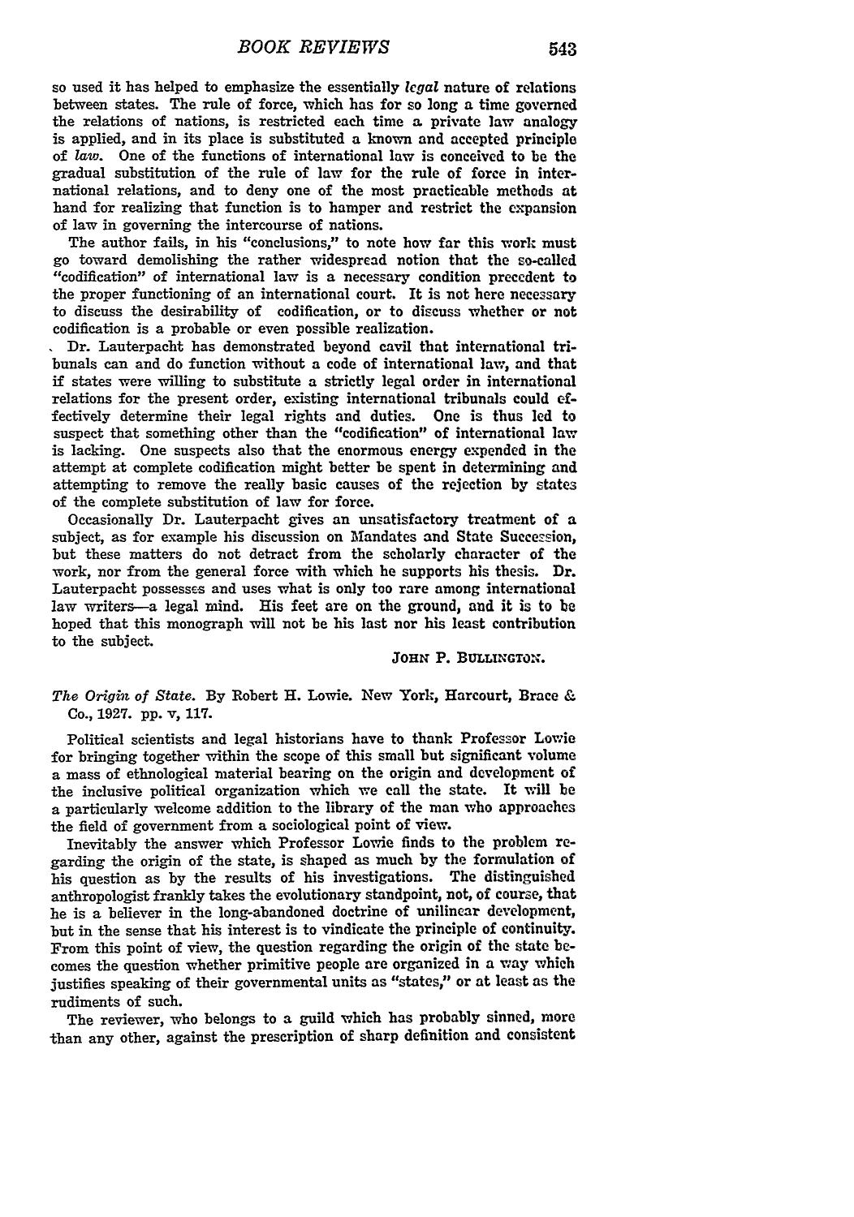so used it has helped to emphasize the essentially *legal* nature of relations between states. The rule of force, which has for so long a time governed the relations of nations, is restricted each time a private law analogy is applied, and in its place is substituted a known and accepted principle of *law*. One of the functions of international law is conceived to be the gradual substitution of the rule of law for the rule of force in international relations, and to deny one of the most practicable methods at hand for realizing that function is to hamper and restrict the expansion of law in governing the intercourse of nations.

The author fails, in his "conclusions," to note how far this work must go toward demolishing the rather widespread notion that the so-called "codification" of international law is a necessary condition precedent to the proper functioning of an international court. It is not here necessary to discuss the desirability of codification, or to discuss whether or not codification is a probable or even possible realization.

Dr. Lauterpacht has demonstrated beyond cavil that international tribunals can and do function without a code of international law, and that if states were willing to substitute a strictly legal order in international relations for the present order, existing international tribunals could effectively determine their legal rights and duties. One is thus led to suspect that something other than the "codification" of international law is lacking. One suspects also that the enormous energy expended in the attempt at complete codification might better be spent in determining and attempting to remove the really basic causes of the rejection by states of the complete substitution of law for force.

Occasionally Dr. Lauterpacht gives an unsatisfactory treatment of a subject, as for example his discussion on Mandates and State Succession, but these matters do not detract from the scholarly character of the work, nor from the general force with which he supports his thesis. Dr. Lauterpacht possesses and uses what is only too rare among international law writers—a legal mind. His feet are on the ground, and it is to be hoped that this monograph will not be his last nor his least contribution to the subject.

JOHN P. BULLINGTON.

*The Origin of State*. By Robert H. Lowie. New York, Harcourt, Brace & Co., 1927. pp. v, 117.

Political scientists and legal historians have to thank Professor Lowie for bringing together within the scope of this small but significant volume a mass of ethnological material bearing on the origin and development of the inclusive political organization which we call the state. It will be a particularly welcome addition to the library of the man who approaches the field of government from a sociological point of view.

Inevitably the answer which Professor Lowie finds to the problem regarding the origin of the state, is shaped as much by the formulation of his question as by the results of his investigations. The distinguished anthropologist frankly takes the evolutionary standpoint, not, of course, that he is a believer in the long-abandoned doctrine of unilinear development, but in the sense that his interest is to vindicate the principle of continuity. From this point of view, the question regarding the origin of the state becomes the question whether primitive people are organized in a way which justifies speaking of their governmental units as "states," or at least as the rudiments of such.

The reviewer, who belongs to a guild which has probably sinned, more than any other, against the prescription of sharp definition and consistent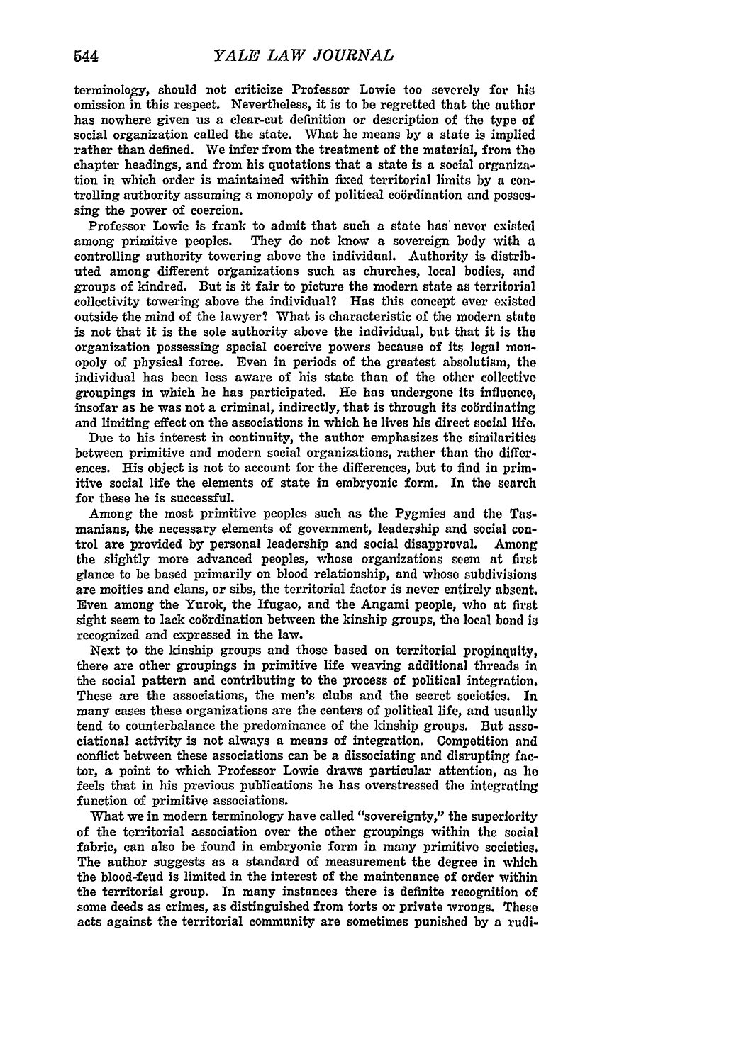terminology, should not criticize Professor Lowie too severely for his omission in this respect. Nevertheless, it is to be regretted that the author has nowhere given us a clear-cut definition or description of the type of social organization called the state. What he means by a state is implied rather than defined. We infer from the treatment of the material, from the chapter headings, and from his quotations that a state is a social organization in which order is maintained within fixed territorial limits by a controlling authority assuming a monopoly of political coördination and possessing the power of coercion.

Professor Lowie is frank to admit that such a state has never existed among primitive peoples. They do not know a sovereign body with a controlling authority towering above the individual. Authority is distributed among different organizations such as churches, local bodies, and groups of kindred. But is it fair to picture the modern state as territorial collectivity towering above the individual? Has this concept ever existed outside the mind of the lawyer? What is characteristic of the modern state is not that it is the sole authority above the individual, but that it is the organization possessing special coercive powers because of its legal monopoly of physical force. Even in periods of the greatest absolutism, the individual has been less aware of his state than of the other collective groupings in which he has participated. He has undergone its influence, insofar as he was not a criminal, indirectly, that is through its coördinating and limiting effect on the associations in which he lives his direct social life.

Due to his interest in continuity, the author emphasizes the similarities between primitive and modern social organizations, rather than the differences. His object is not to account for the differences, but to find in primitive social life the elements of state in embryonic form. In the search for these he is successful.

Among the most primitive peoples such as the Pygmies and the Tasmanians, the necessary elements of government, leadership and social control are provided by personal leadership and social disapproval. Among the slightly more advanced peoples, whose organizations seem at first glance to be based primarily on blood relationship, and whose subdivisions are moities and clans, or sibs, the territorial factor is never entirely absent. Even among the Yurok, the Ifugao, and the Angami people, who at first sight seem to lack coördination between the kinship groups, the local bond is recognized and expressed in the law.

Next to the kinship groups and those based on territorial propinquity, there are other groupings in primitive life weaving additional threads in the social pattern and contributing to the process of political integration. These are the associations, the men's clubs and the secret societies. In many cases these organizations are the centers of political life, and usually tend to counterbalance the predominance of the kinship groups. But associational activity is not always a means of integration. Competition and conflict between these associations can be a dissociating and disrupting factor, a point to which Professor Lowie draws particular attention, as he feels that in his previous publications he has overstressed the integrating function of primitive associations.

What we in modern terminology have called "sovereignty," the superiority of the territorial association over the other groupings within the social fabric, can also be found in embryonic form in many primitive societies. The author suggests as a standard of measurement the degree in which the blood-feud is limited in the interest of the maintenance of order within the territorial group. In many instances there is definite recognition of some deeds as crimes, as distinguished from torts or private wrongs. These acts against the territorial community are sometimes punished by a rudi-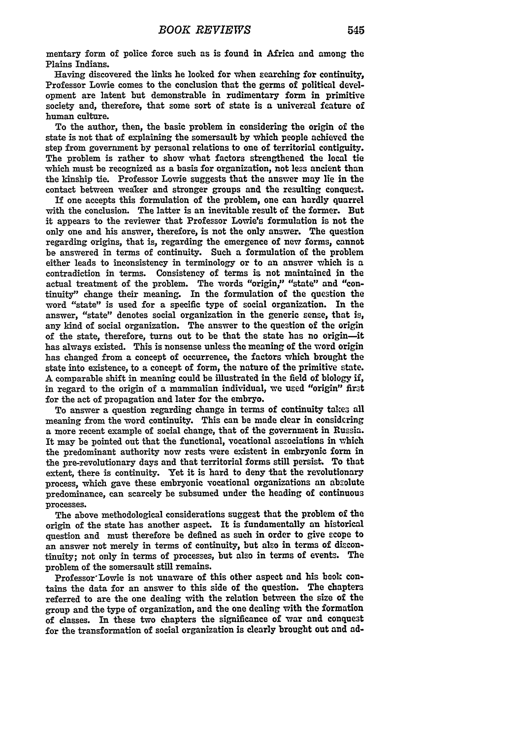mentary form of police force such as is found in Africa and among the Plains Indians.

Having discovered the links he looked for when searching for continuity, Professor Lowie comes to the conclusion that the germs of political development are latent but demonstrable in rudimentary form in primitive society and, therefore, that some sort of state is a universal feature of human culture.

To the author, then, the basic problem in considering the origin of the state is not that of explaining the somersault by which people achieved the step from government by personal relations to one of territorial contiguity. The problem is rather to show what factors strengthened the local tie which must be recognized as a basis for organization, not less ancient than the kinship tie. Professor Lowie suggests that the answer may lie in the contact between weaker and stronger groups and the resulting conquest.

If one accepts this formulation of the problem, one can hardly quarrel with the conclusion. The latter is an inevitable result of the former. But it appears to the reviewer that Professor Lowie's formulation is not the only one and his answer, therefore, is not the only answer. The question regarding origins, that is, regarding the emergence of new forms, cannot be answered in terms of continuity. Such a formulation of the problem either leads to inconsistency in terminology or to an answer which is a contradiction in terms. Consistency of terms is not maintained in the actual treatment of the problem. The words "origin," "state" and "continuity" change their meaning. In the formulation of the question the word "state" is used for a specific type of social organization. In the answer, "state" denotes social organization in the generic sense, that is, any kind of social organization. The answer to the question of the origin of the state, therefore, turns out to be that the state has no origin—it has always existed. This is nonsense unless the meaning of the word origin has changed from a concept of occurrence, the factors which brought the state into existence, to a concept of form, the nature of the primitive state. A comparable shift in meaning could be illustrated in the field of biology if, in regard to the origin of a mammalian individual, we used "origin" first for the act of propagation and later for the embryo.

To answer a question regarding change in terms of continuity takes all meaning from the word continuity. This can be made clear in considering a more recent example of social change, that of the government in Russia. It may be pointed out that the functional, vocational associations in which the predominant authority now rests were existent in embryonic form in the pre-revolutionary days and that territorial forms still persist. To that extent, there is continuity. Yet it is hard to deny that the revolutionary process, which gave these embryonic vocational organizations an absolute predominance, can scarcely be subsumed under the heading of continuous processes.

The above methodological considerations suggest that the problem of the origin of the state has another aspect. It is fundamentally an historical question and must therefore be defined as such in order to give scope to an answer not merely in terms of continuity, but also in terms of discontinuity; not only in terms of processes, but also in terms of events. The problem of the somersault still remains.

Professor Lowie is not unaware of this other aspect and his book contains the data for an answer to this side of the question. The chapters referred to are the one dealing with the relation between the size of the group and the type of organization, and the one dealing with the formation of classes. In these two chapters the significance of war and conquest for the transformation of social organization is clearly brought out and ad-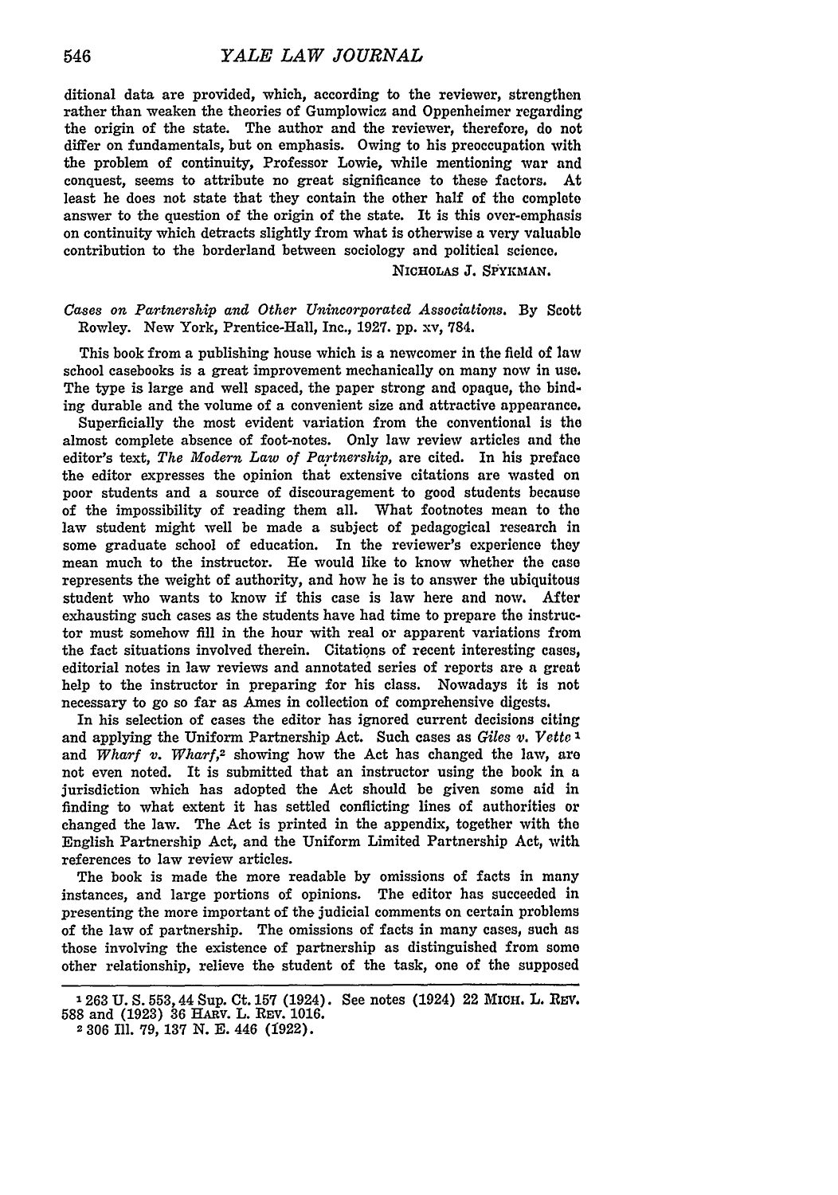ditional data are provided, which, according to the reviewer, strengthen rather than weaken the theories of Gumplowicz and Oppenheimer regarding the origin of the state. The author and the reviewer, therefore, do not differ on fundamentals, but on emphasis. Owing to his preoccupation with the problem of continuity, Professor Lowie, while mentioning war and conquest, seems to attribute no great significance to these factors. At least he does not state that they contain the other half of the complete answer to the question of the origin of the state. It is this over-emphasis on continuity which detracts slightly from what is otherwise a very valuable contribution to the borderland between sociology and political science.

NICHOLAS J. SPYKMAN.

*Cases on Partnership and Other Unincorporated Associations.* By Scott Rowley. New York, Prentice-Hall, Inc., 1927. pp. xv, 784.

This book from a publishing house which is a newcomer in the field of law school casebooks is a great improvement mechanically on many now in use. The type is large and well spaced, the paper strong and opaque, the binding durable and the volume of a convenient size and attractive appearance.

Superficially the most evident variation from the conventional is the almost complete absence of foot-notes. Only law review articles and the editor's text, *The Modern Law of Partnership*, are cited. In his preface the editor expresses the opinion that extensive citations are wasted on poor students and a source of discouragement to good students because of the impossibility of reading them all. What footnotes mean to the law student might well be made a subject of pedagogical research in some graduate school of education. In the reviewer's experience they mean much to the instructor. He would like to know whether the case represents the weight of authority, and how he is to answer the ubiquitous student who wants to know if this case is law here and now. After exhausting such cases as the students have had time to prepare the instructor must somehow fill in the hour with real or apparent variations from the fact situations involved therein. Citations of recent interesting cases, editorial notes in law reviews and annotated series of reports are a great help to the instructor in preparing for his class. Nowadays it is not necessary to go so far as Ames in collection of comprehensive digests.

In his selection of cases the editor has ignored current decisions citing and applying the Uniform Partnership Act. Such cases as *Giles v. Vette*[1] and *Wharf v. Wharf*,[2] showing how the Act has changed the law, are not even noted. It is submitted that an instructor using the book in a jurisdiction which has adopted the Act should be given some aid in finding to what extent it has settled conflicting lines of authorities or changed the law. The Act is printed in the appendix, together with the English Partnership Act, and the Uniform Limited Partnership Act, with references to law review articles.

The book is made the more readable by omissions of facts in many instances, and large portions of opinions. The editor has succeeded in presenting the more important of the judicial comments on certain problems of the law of partnership. The omissions of facts in many cases, such as those involving the existence of partnership as distinguished from some other relationship, relieve the student of the task, one of the supposed

---

[1] 263 U. S. 553, 44 Sup. Ct. 157 (1924). See notes (1924) 22 MICH. L. REV. 588 and (1923) 36 HARV. L. REV. 1016.

[2] 306 Ill. 79, 137 N. E. 446 (1922).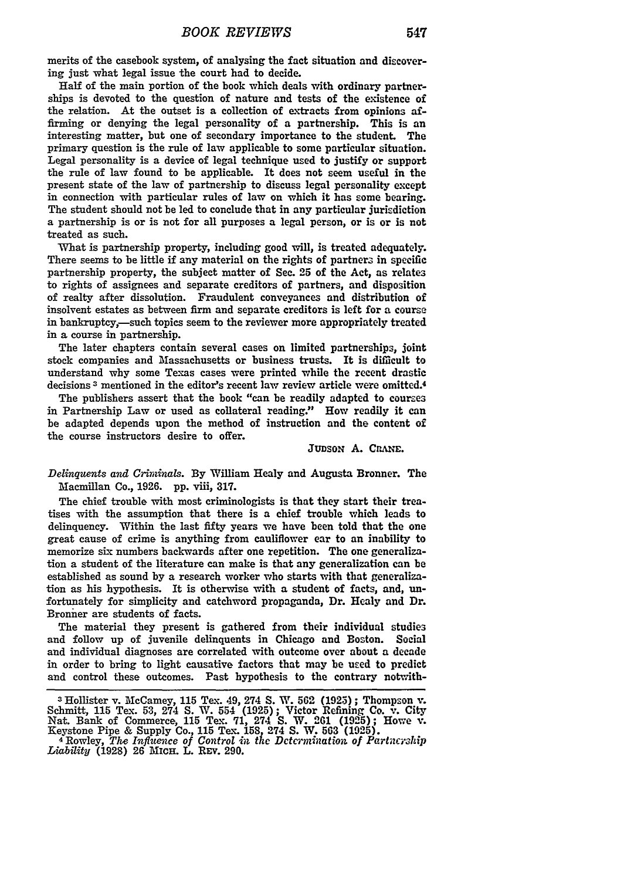merits of the casebook system, of analysing the fact situation and discovering just what legal issue the court had to decide.

Half of the main portion of the book which deals with ordinary partnerships is devoted to the question of nature and tests of the existence of the relation. At the outset is a collection of extracts from opinions affirming or denying the legal personality of a partnership. This is an interesting matter, but one of secondary importance to the student. The primary question is the rule of law applicable to some particular situation. Legal personality is a device of legal technique used to justify or support the rule of law found to be applicable. It does not seem useful in the present state of the law of partnership to discuss legal personality except in connection with particular rules of law on which it has some bearing. The student should not be led to conclude that in any particular jurisdiction a partnership is or is not for all purposes a legal person, or is or is not treated as such.

What is partnership property, including good will, is treated adequately. There seems to be little if any material on the rights of partners in specific partnership property, the subject matter of Sec. 25 of the Act, as relates to rights of assignees and separate creditors of partners, and disposition of realty after dissolution. Fraudulent conveyances and distribution of insolvent estates as between firm and separate creditors is left for a course in bankruptcy,—such topics seem to the reviewer more appropriately treated in a course in partnership.

The later chapters contain several cases on limited partnerships, joint stock companies and Massachusetts or business trusts. It is difficult to understand why some Texas cases were printed while the recent drastic decisions[3] mentioned in the editor's recent law review article were omitted.[4]

The publishers assert that the book "can be readily adapted to courses in Partnership Law or used as collateral reading." How readily it can be adapted depends upon the method of instruction and the content of the course instructors desire to offer.

JUDSON A. CRANE.

*Delinquents and Criminals.* By William Healy and Augusta Bronner. The Macmillan Co., 1926. pp. viii, 317.

The chief trouble with most criminologists is that they start their treatises with the assumption that there is a chief trouble which leads to delinquency. Within the last fifty years we have been told that the one great cause of crime is anything from cauliflower ear to an inability to memorize six numbers backwards after one repetition. The one generalization a student of the literature can make is that any generalization can be established as sound by a research worker who starts with that generalization as his hypothesis. It is otherwise with a student of facts, and, unfortunately for simplicity and catchword propaganda, Dr. Healy and Dr. Bronner are students of facts.

The material they present is gathered from their individual studies and follow up of juvenile delinquents in Chicago and Boston. Social and individual diagnoses are correlated with outcome over about a decade in order to bring to light causative factors that may be used to predict and control these outcomes. Past hypothesis to the contrary notwith-

---

[3] Hollister v. McCamey, 115 Tex. 49, 274 S. W. 562 (1925); Thompson v. Schmitt, 115 Tex. 53, 274 S. W. 554 (1925); Victor Refining Co. v. City Nat. Bank of Commerce, 115 Tex. 71, 274 S. W. 261 (1925); Howe v. Keystone Pipe & Supply Co., 115 Tex. 158, 274 S. W. 563 (1925).

[4] Rowley, *The Influence of Control in the Determination of Partnership Liability* (1928) 26 MICH. L. REV. 290.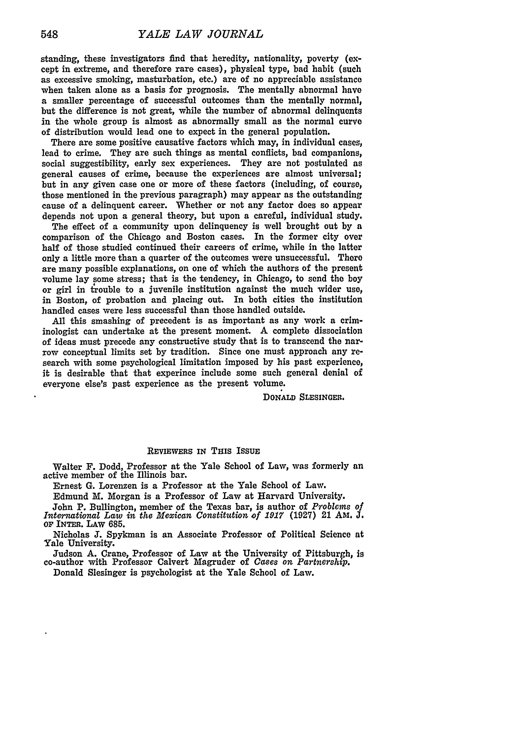standing, these investigators find that heredity, nationality, poverty (except in extreme, and therefore rare cases), physical type, bad habit (such as excessive smoking, masturbation, etc.) are of no appreciable assistance when taken alone as a basis for prognosis. The mentally abnormal have a smaller percentage of successful outcomes than the mentally normal, but the difference is not great, while the number of abnormal delinquents in the whole group is almost as abnormally small as the normal curve of distribution would lead one to expect in the general population.

There are some positive causative factors which may, in individual cases, lead to crime. They are such things as mental conflicts, bad companions, social suggestibility, early sex experiences. They are not postulated as general causes of crime, because the experiences are almost universal; but in any given case one or more of these factors (including, of course, those mentioned in the previous paragraph) may appear as the outstanding cause of a delinquent career. Whether or not any factor does so appear depends not upon a general theory, but upon a careful, individual study.

The effect of a community upon delinquency is well brought out by a comparison of the Chicago and Boston cases. In the former city over half of those studied continued their careers of crime, while in the latter only a little more than a quarter of the outcomes were unsuccessful. There are many possible explanations, on one of which the authors of the present volume lay some stress; that is the tendency, in Chicago, to send the boy or girl in trouble to a juvenile institution against the much wider use, in Boston, of probation and placing out. In both cities the institution handled cases were less successful than those handled outside.

All this smashing of precedent is as important as any work a criminologist can undertake at the present moment. A complete dissociation of ideas must precede any constructive study that is to transcend the narrow conceptual limits set by tradition. Since one must approach any research with some psychological limitation imposed by his past experience, it is desirable that that experince include some such general denial of everyone else's past experience as the present volume.

DONALD SLESINGER.

## REVIEWERS IN THIS ISSUE

Walter F. Dodd, Professor at the Yale School of Law, was formerly an active member of the Illinois bar.

Ernest G. Lorenzen is a Professor at the Yale School of Law.

Edmund M. Morgan is a Professor of Law at Harvard University.

John P. Bullington, member of the Texas bar, is author of *Problems of International Law in the Mexican Constitution of 1917* (1927) 21 AM. J. OF INTER. LAW 685.

Nicholas J. Spykman is an Associate Professor of Political Science at Yale University.

Judson A. Crane, Professor of Law at the University of Pittsburgh, is co-author with Professor Calvert Magruder of *Cases on Partnership*.

Donald Slesinger is psychologist at the Yale School of Law.